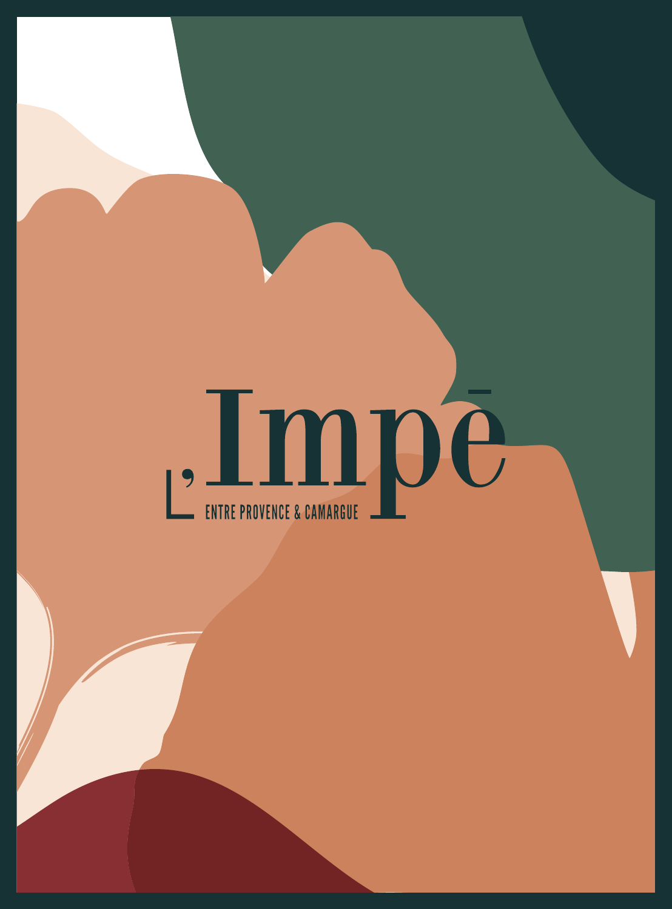# L'Impē

ENTRE PROVENCE & CAMARGUE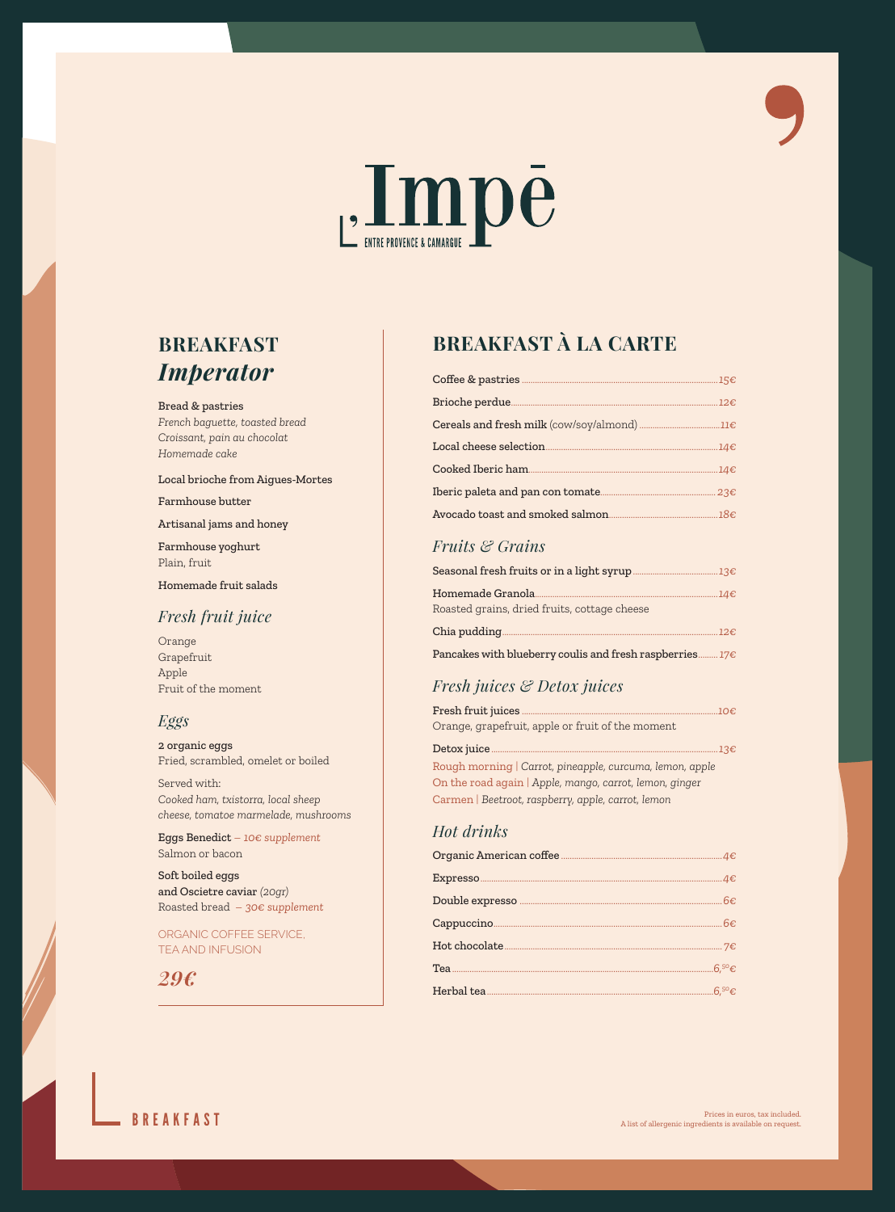# L'Impē

ENTRE PROVENCE & CAMARGUE

## BREAKFAST *Imperator*

**Bread & pastries**
*French baguette, toasted bread*
*Croissant, pain au chocolat*
*Homemade cake*

**Local brioche from Aigues-Mortes**

**Farmhouse butter**

**Artisanal jams and honey**

**Farmhouse yoghurt**
Plain, fruit

**Homemade fruit salads**

### *Fresh fruit juice*

Orange
Grapefruit
Apple
Fruit of the moment

### *Eggs*

**2 organic eggs**
Fried, scrambled, omelet or boiled

Served with:
*Cooked ham, txistorra, local sheep cheese, tomatoe marmelade, mushrooms*

**Eggs Benedict** – *10€ supplement*
Salmon or bacon

**Soft boiled eggs and Oscietre caviar** *(20gr)*
Roasted bread – *30€ supplement*

ORGANIC COFFEE SERVICE, TEA AND INFUSION

***29€***

## BREAKFAST À LA CARTE

| | |
|---|---|
| Coffee & pastries | 15€ |
| Brioche perdue | 12€ |
| Cereals and fresh milk (cow/soy/almond) | 11€ |
| Local cheese selection | 14€ |
| Cooked Iberic ham | 14€ |
| Iberic paleta and pan con tomate | 23€ |
| Avocado toast and smoked salmon | 18€ |

### *Fruits & Grains*

| | |
|---|---|
| Seasonal fresh fruits or in a light syrup | 13€ |
| Homemade Granola<br>Roasted grains, dried fruits, cottage cheese | 14€ |
| Chia pudding | 12€ |
| Pancakes with blueberry coulis and fresh raspberries | 17€ |

### *Fresh juices & Detox juices*

| | |
|---|---|
| Fresh fruit juices<br>Orange, grapefruit, apple or fruit of the moment | 10€ |
| Detox juice | 13€ |

Rough morning | *Carrot, pineapple, curcuma, lemon, apple*
On the road again | *Apple, mango, carrot, lemon, ginger*
Carmen | *Beetroot, raspberry, apple, carrot, lemon*

### *Hot drinks*

| | |
|---|---|
| Organic American coffee | 4€ |
| Expresso | 4€ |
| Double expresso | 6€ |
| Cappuccino | 6€ |
| Hot chocolate | 7€ |
| Tea | 6,50€ |
| Herbal tea | 6,50€ |

BREAKFAST

Prices in euros, tax included.
A list of allergenic ingredients is available on request.